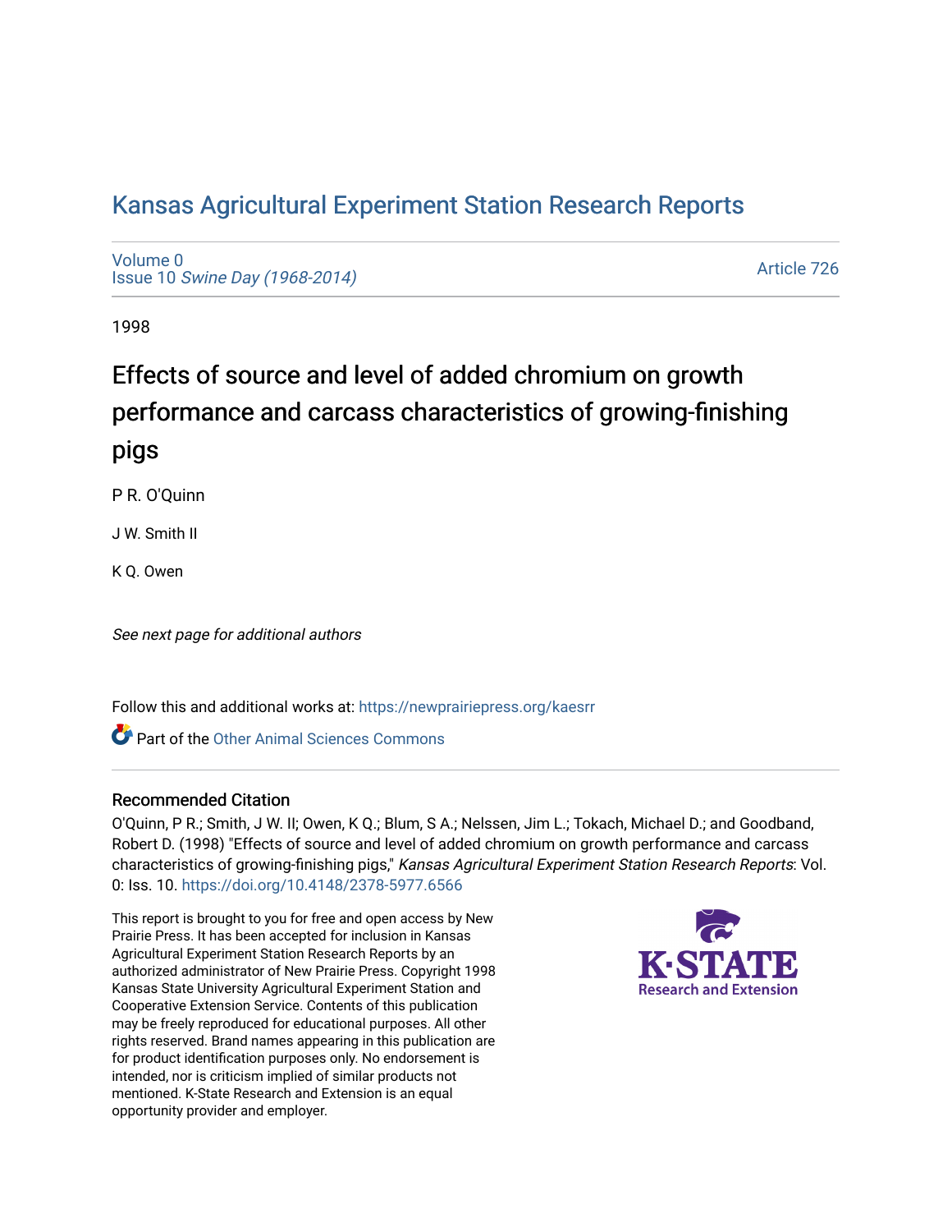# Kansas Agricultural Experiment Station Research Reports

Volume 0
Issue 10 *Swine Day (1968-2014)*

Article 726

1998

## Effects of source and level of added chromium on growth performance and carcass characteristics of growing-finishing pigs

P R. O'Quinn

J W. Smith II

K Q. Owen

*See next page for additional authors*

Follow this and additional works at: https://newprairiepress.org/kaesrr

Part of the Other Animal Sciences Commons

### Recommended Citation

O'Quinn, P R.; Smith, J W. II; Owen, K Q.; Blum, S A.; Nelssen, Jim L.; Tokach, Michael D.; and Goodband, Robert D. (1998) "Effects of source and level of added chromium on growth performance and carcass characteristics of growing-finishing pigs," *Kansas Agricultural Experiment Station Research Reports*: Vol. 0: Iss. 10. https://doi.org/10.4148/2378-5977.6566

This report is brought to you for free and open access by New Prairie Press. It has been accepted for inclusion in Kansas Agricultural Experiment Station Research Reports by an authorized administrator of New Prairie Press. Copyright 1998 Kansas State University Agricultural Experiment Station and Cooperative Extension Service. Contents of this publication may be freely reproduced for educational purposes. All other rights reserved. Brand names appearing in this publication are for product identification purposes only. No endorsement is intended, nor is criticism implied of similar products not mentioned. K-State Research and Extension is an equal opportunity provider and employer.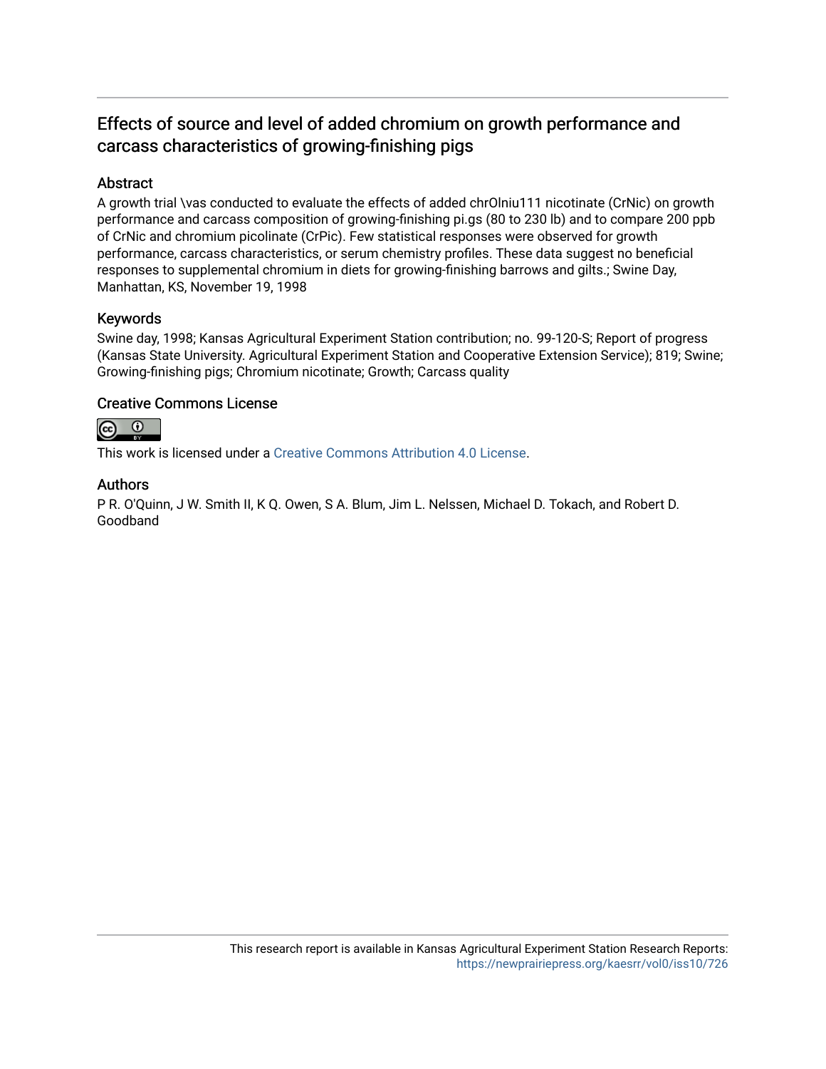# Effects of source and level of added chromium on growth performance and carcass characteristics of growing-finishing pigs

## Abstract

A growth trial \vas conducted to evaluate the effects of added chrOlniu111 nicotinate (CrNic) on growth performance and carcass composition of growing-finishing pi.gs (80 to 230 lb) and to compare 200 ppb of CrNic and chromium picolinate (CrPic). Few statistical responses were observed for growth performance, carcass characteristics, or serum chemistry profiles. These data suggest no beneficial responses to supplemental chromium in diets for growing-finishing barrows and gilts.; Swine Day, Manhattan, KS, November 19, 1998

## Keywords

Swine day, 1998; Kansas Agricultural Experiment Station contribution; no. 99-120-S; Report of progress (Kansas State University. Agricultural Experiment Station and Cooperative Extension Service); 819; Swine; Growing-finishing pigs; Chromium nicotinate; Growth; Carcass quality

## Creative Commons License

This work is licensed under a Creative Commons Attribution 4.0 License.

## Authors

P R. O'Quinn, J W. Smith II, K Q. Owen, S A. Blum, Jim L. Nelssen, Michael D. Tokach, and Robert D. Goodband

This research report is available in Kansas Agricultural Experiment Station Research Reports: https://newprairiepress.org/kaesrr/vol0/iss10/726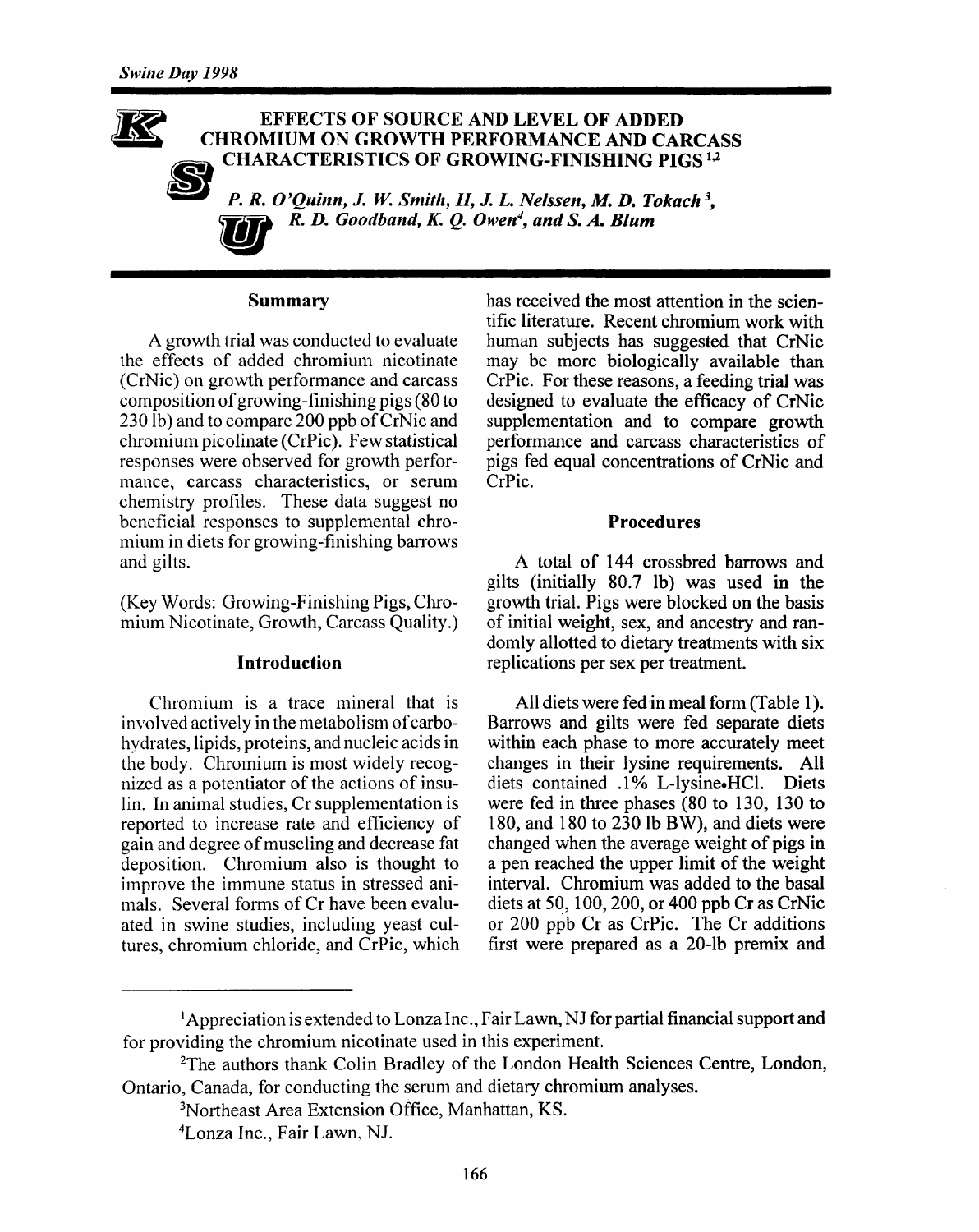## EFFECTS OF SOURCE AND LEVEL OF ADDED CHROMIUM ON GROWTH PERFORMANCE AND CARCASS CHARACTERISTICS OF GROWING-FINISHING PIGS [1,2]

*P. R. O'Quinn, J. W. Smith, II, J. L. Nelssen, M. D. Tokach [3], R. D. Goodband, K. Q. Owen[4], and S. A. Blum*

### Summary

A growth trial was conducted to evaluate the effects of added chromium nicotinate (CrNic) on growth performance and carcass composition of growing-finishing pigs (80 to 230 lb) and to compare 200 ppb of CrNic and chromium picolinate (CrPic). Few statistical responses were observed for growth performance, carcass characteristics, or serum chemistry profiles. These data suggest no beneficial responses to supplemental chromium in diets for growing-finishing barrows and gilts.

(Key Words: Growing-Finishing Pigs, Chromium Nicotinate, Growth, Carcass Quality.)

### Introduction

Chromium is a trace mineral that is involved actively in the metabolism of carbohydrates, lipids, proteins, and nucleic acids in the body. Chromium is most widely recognized as a potentiator of the actions of insulin. In animal studies, Cr supplementation is reported to increase rate and efficiency of gain and degree of muscling and decrease fat deposition. Chromium also is thought to improve the immune status in stressed animals. Several forms of Cr have been evaluated in swine studies, including yeast cultures, chromium chloride, and CrPic, which has received the most attention in the scientific literature. Recent chromium work with human subjects has suggested that CrNic may be more biologically available than CrPic. For these reasons, a feeding trial was designed to evaluate the efficacy of CrNic supplementation and to compare growth performance and carcass characteristics of pigs fed equal concentrations of CrNic and CrPic.

### Procedures

A total of 144 crossbred barrows and gilts (initially 80.7 lb) was used in the growth trial. Pigs were blocked on the basis of initial weight, sex, and ancestry and randomly allotted to dietary treatments with six replications per sex per treatment.

All diets were fed in meal form (Table 1). Barrows and gilts were fed separate diets within each phase to more accurately meet changes in their lysine requirements. All diets contained .1% L-lysine•HCl. Diets were fed in three phases (80 to 130, 130 to 180, and 180 to 230 lb BW), and diets were changed when the average weight of pigs in a pen reached the upper limit of the weight interval. Chromium was added to the basal diets at 50, 100, 200, or 400 ppb Cr as CrNic or 200 ppb Cr as CrPic. The Cr additions first were prepared as a 20-lb premix and

---

[1]Appreciation is extended to Lonza Inc., Fair Lawn, NJ for partial financial support and for providing the chromium nicotinate used in this experiment.

[2]The authors thank Colin Bradley of the London Health Sciences Centre, London, Ontario, Canada, for conducting the serum and dietary chromium analyses.

[3]Northeast Area Extension Office, Manhattan, KS.

[4]Lonza Inc., Fair Lawn, NJ.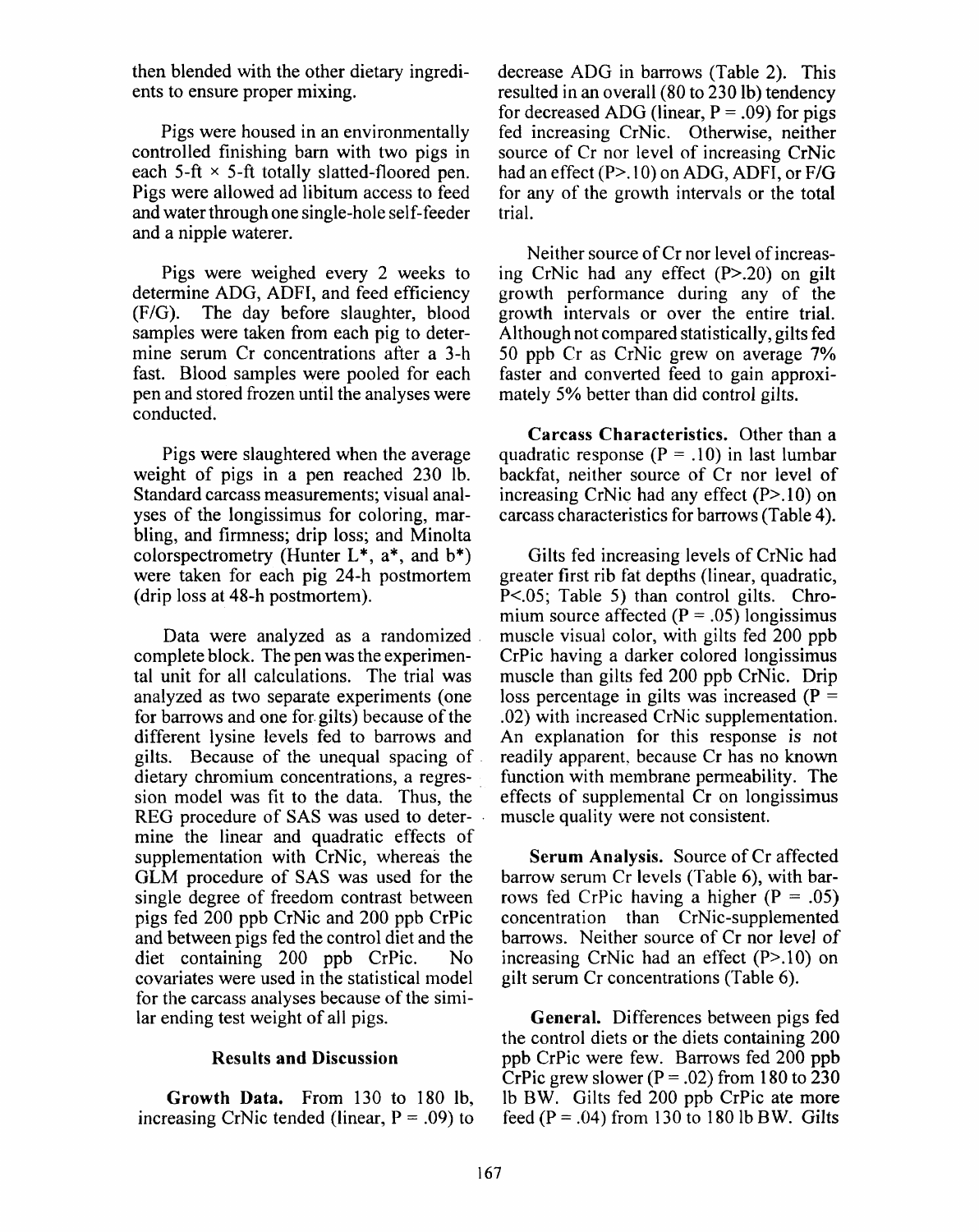then blended with the other dietary ingredients to ensure proper mixing.

Pigs were housed in an environmentally controlled finishing barn with two pigs in each 5-ft × 5-ft totally slatted-floored pen. Pigs were allowed ad libitum access to feed and water through one single-hole self-feeder and a nipple waterer.

Pigs were weighed every 2 weeks to determine ADG, ADFI, and feed efficiency (F/G). The day before slaughter, blood samples were taken from each pig to determine serum Cr concentrations after a 3-h fast. Blood samples were pooled for each pen and stored frozen until the analyses were conducted.

Pigs were slaughtered when the average weight of pigs in a pen reached 230 lb. Standard carcass measurements; visual analyses of the longissimus for coloring, marbling, and firmness; drip loss; and Minolta colorspectrometry (Hunter L*, a*, and b*) were taken for each pig 24-h postmortem (drip loss at 48-h postmortem).

Data were analyzed as a randomized complete block. The pen was the experimental unit for all calculations. The trial was analyzed as two separate experiments (one for barrows and one for gilts) because of the different lysine levels fed to barrows and gilts. Because of the unequal spacing of dietary chromium concentrations, a regression model was fit to the data. Thus, the REG procedure of SAS was used to determine the linear and quadratic effects of supplementation with CrNic, whereas the GLM procedure of SAS was used for the single degree of freedom contrast between pigs fed 200 ppb CrNic and 200 ppb CrPic and between pigs fed the control diet and the diet containing 200 ppb CrPic. No covariates were used in the statistical model for the carcass analyses because of the similar ending test weight of all pigs.

## Results and Discussion

**Growth Data.** From 130 to 180 lb, increasing CrNic tended (linear, $P = .09$) to decrease ADG in barrows (Table 2). This resulted in an overall (80 to 230 lb) tendency for decreased ADG (linear, $P = .09$) for pigs fed increasing CrNic. Otherwise, neither source of Cr nor level of increasing CrNic had an effect ($P > .10$) on ADG, ADFI, or F/G for any of the growth intervals or the total trial.

Neither source of Cr nor level of increasing CrNic had any effect ($P > .20$) on gilt growth performance during any of the growth intervals or over the entire trial. Although not compared statistically, gilts fed 50 ppb Cr as CrNic grew on average 7% faster and converted feed to gain approximately 5% better than did control gilts.

**Carcass Characteristics.** Other than a quadratic response ($P = .10$) in last lumbar backfat, neither source of Cr nor level of increasing CrNic had any effect ($P > .10$) on carcass characteristics for barrows (Table 4).

Gilts fed increasing levels of CrNic had greater first rib fat depths (linear, quadratic, $P < .05$; Table 5) than control gilts. Chromium source affected ($P = .05$) longissimus muscle visual color, with gilts fed 200 ppb CrPic having a darker colored longissimus muscle than gilts fed 200 ppb CrNic. Drip loss percentage in gilts was increased ($P = .02$) with increased CrNic supplementation. An explanation for this response is not readily apparent, because Cr has no known function with membrane permeability. The effects of supplemental Cr on longissimus muscle quality were not consistent.

**Serum Analysis.** Source of Cr affected barrow serum Cr levels (Table 6), with barrows fed CrPic having a higher ($P = .05$) concentration than CrNic-supplemented barrows. Neither source of Cr nor level of increasing CrNic had an effect ($P > .10$) on gilt serum Cr concentrations (Table 6).

**General.** Differences between pigs fed the control diets or the diets containing 200 ppb CrPic were few. Barrows fed 200 ppb CrPic grew slower ($P = .02$) from 180 to 230 lb BW. Gilts fed 200 ppb CrPic ate more feed ($P = .04$) from 130 to 180 lb BW. Gilts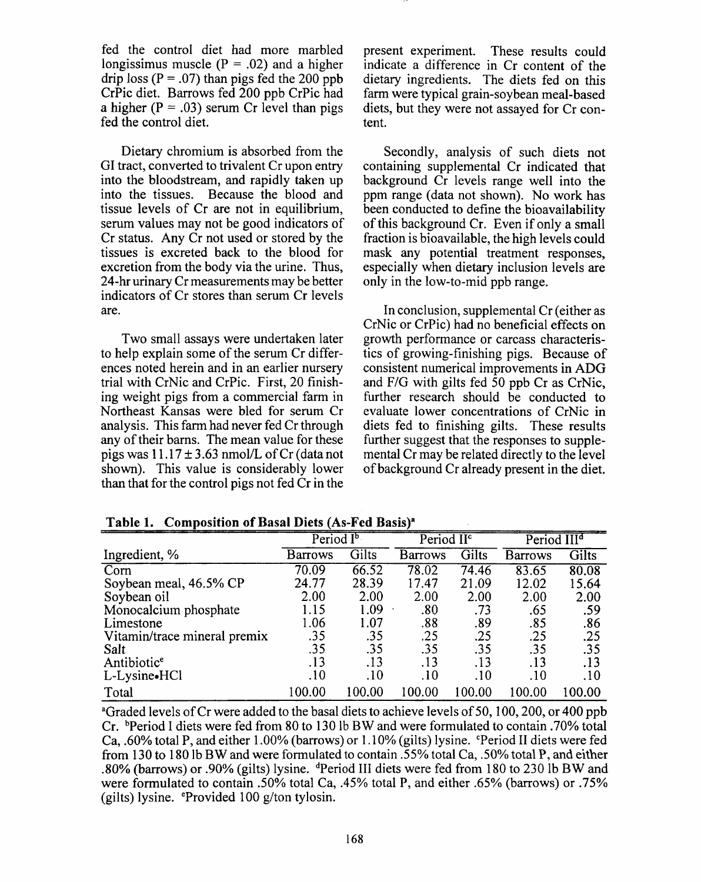fed the control diet had more marbled longissimus muscle ($P = .02$) and a higher drip loss ($P = .07$) than pigs fed the 200 ppb CrPic diet. Barrows fed 200 ppb CrPic had a higher ($P = .03$) serum Cr level than pigs fed the control diet.

Dietary chromium is absorbed from the GI tract, converted to trivalent Cr upon entry into the bloodstream, and rapidly taken up into the tissues. Because the blood and tissue levels of Cr are not in equilibrium, serum values may not be good indicators of Cr status. Any Cr not used or stored by the tissues is excreted back to the blood for excretion from the body via the urine. Thus, 24-hr urinary Cr measurements may be better indicators of Cr stores than serum Cr levels are.

Two small assays were undertaken later to help explain some of the serum Cr differences noted herein and in an earlier nursery trial with CrNic and CrPic. First, 20 finishing weight pigs from a commercial farm in Northeast Kansas were bled for serum Cr analysis. This farm had never fed Cr through any of their barns. The mean value for these pigs was $11.17 \pm 3.63$ nmol/L of Cr (data not shown). This value is considerably lower than that for the control pigs not fed Cr in the present experiment. These results could indicate a difference in Cr content of the dietary ingredients. The diets fed on this farm were typical grain-soybean meal-based diets, but they were not assayed for Cr content.

Secondly, analysis of such diets not containing supplemental Cr indicated that background Cr levels range well into the ppm range (data not shown). No work has been conducted to define the bioavailability of this background Cr. Even if only a small fraction is bioavailable, the high levels could mask any potential treatment responses, especially when dietary inclusion levels are only in the low-to-mid ppb range.

In conclusion, supplemental Cr (either as CrNic or CrPic) had no beneficial effects on growth performance or carcass characteristics of growing-finishing pigs. Because of consistent numerical improvements in ADG and F/G with gilts fed 50 ppb Cr as CrNic, further research should be conducted to evaluate lower concentrations of CrNic in diets fed to finishing gilts. These results further suggest that the responses to supplemental Cr may be related directly to the level of background Cr already present in the diet.

**Table 1. Composition of Basal Diets (As-Fed Basis)[a]**

| | Period I[b] | | Period II[c] | | Period III[d] | |
|---|---|---|---|---|---|---|
| Ingredient, % | Barrows | Gilts | Barrows | Gilts | Barrows | Gilts |
| Corn | 70.09 | 66.52 | 78.02 | 74.46 | 83.65 | 80.08 |
| Soybean meal, 46.5% CP | 24.77 | 28.39 | 17.47 | 21.09 | 12.02 | 15.64 |
| Soybean oil | 2.00 | 2.00 | 2.00 | 2.00 | 2.00 | 2.00 |
| Monocalcium phosphate | 1.15 | 1.09 | .80 | .73 | .65 | .59 |
| Limestone | 1.06 | 1.07 | .88 | .89 | .85 | .86 |
| Vitamin/trace mineral premix | .35 | .35 | .25 | .25 | .25 | .25 |
| Salt | .35 | .35 | .35 | .35 | .35 | .35 |
| Antibiotic[e] | .13 | .13 | .13 | .13 | .13 | .13 |
| L-Lysine•HCl | .10 | .10 | .10 | .10 | .10 | .10 |
| Total | 100.00 | 100.00 | 100.00 | 100.00 | 100.00 | 100.00 |

[a]Graded levels of Cr were added to the basal diets to achieve levels of 50, 100, 200, or 400 ppb Cr. [b]Period I diets were fed from 80 to 130 lb BW and were formulated to contain .70% total Ca, .60% total P, and either 1.00% (barrows) or 1.10% (gilts) lysine. [c]Period II diets were fed from 130 to 180 lb BW and were formulated to contain .55% total Ca, .50% total P, and either .80% (barrows) or .90% (gilts) lysine. [d]Period III diets were fed from 180 to 230 lb BW and were formulated to contain .50% total Ca, .45% total P, and either .65% (barrows) or .75% (gilts) lysine. [e]Provided 100 g/ton tylosin.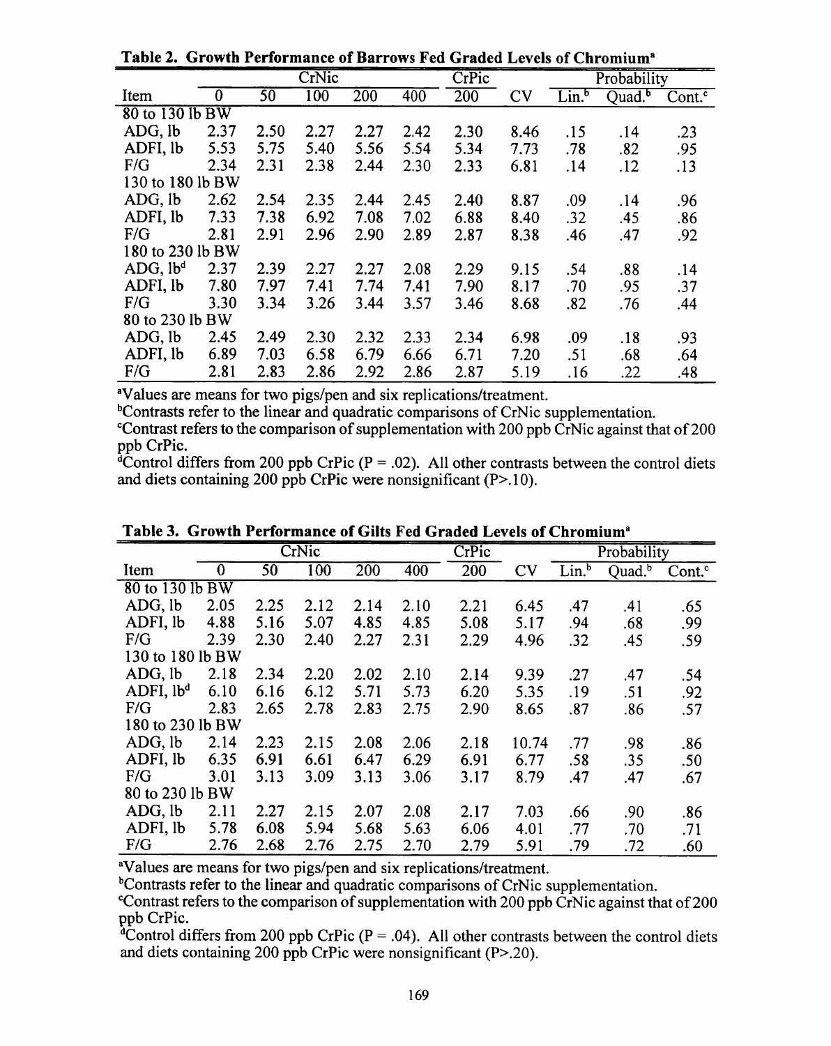**Table 2. Growth Performance of Barrows Fed Graded Levels of Chromium[a]**

| | CrNic | | | | | CrPic | | Probability | | |
|---|---|---|---|---|---|---|---|---|---|---|
| Item | 0 | 50 | 100 | 200 | 400 | 200 | CV | Lin.[b] | Quad.[b] | Cont.[c] |
| 80 to 130 lb BW | | | | | | | | | | |
| ADG, lb | 2.37 | 2.50 | 2.27 | 2.27 | 2.42 | 2.30 | 8.46 | .15 | .14 | .23 |
| ADFI, lb | 5.53 | 5.75 | 5.40 | 5.56 | 5.54 | 5.34 | 7.73 | .78 | .82 | .95 |
| F/G | 2.34 | 2.31 | 2.38 | 2.44 | 2.30 | 2.33 | 6.81 | .14 | .12 | .13 |
| 130 to 180 lb BW | | | | | | | | | | |
| ADG, lb | 2.62 | 2.54 | 2.35 | 2.44 | 2.45 | 2.40 | 8.87 | .09 | .14 | .96 |
| ADFI, lb | 7.33 | 7.38 | 6.92 | 7.08 | 7.02 | 6.88 | 8.40 | .32 | .45 | .86 |
| F/G | 2.81 | 2.91 | 2.96 | 2.90 | 2.89 | 2.87 | 8.38 | .46 | .47 | .92 |
| 180 to 230 lb BW | | | | | | | | | | |
| ADG, lb[d] | 2.37 | 2.39 | 2.27 | 2.27 | 2.08 | 2.29 | 9.15 | .54 | .88 | .14 |
| ADFI, lb | 7.80 | 7.97 | 7.41 | 7.74 | 7.41 | 7.90 | 8.17 | .70 | .95 | .37 |
| F/G | 3.30 | 3.34 | 3.26 | 3.44 | 3.57 | 3.46 | 8.68 | .82 | .76 | .44 |
| 80 to 230 lb BW | | | | | | | | | | |
| ADG, lb | 2.45 | 2.49 | 2.30 | 2.32 | 2.33 | 2.34 | 6.98 | .09 | .18 | .93 |
| ADFI, lb | 6.89 | 7.03 | 6.58 | 6.79 | 6.66 | 6.71 | 7.20 | .51 | .68 | .64 |
| F/G | 2.81 | 2.83 | 2.86 | 2.92 | 2.86 | 2.87 | 5.19 | .16 | .22 | .48 |

[a]Values are means for two pigs/pen and six replications/treatment.
[b]Contrasts refer to the linear and quadratic comparisons of CrNic supplementation.
[c]Contrast refers to the comparison of supplementation with 200 ppb CrNic against that of 200 ppb CrPic.
[d]Control differs from 200 ppb CrPic (P = .02). All other contrasts between the control diets and diets containing 200 ppb CrPic were nonsignificant (P>.10).

**Table 3. Growth Performance of Gilts Fed Graded Levels of Chromium[a]**

| | CrNic | | | | | CrPic | | Probability | | |
|---|---|---|---|---|---|---|---|---|---|---|
| Item | 0 | 50 | 100 | 200 | 400 | 200 | CV | Lin.[b] | Quad.[b] | Cont.[c] |
| 80 to 130 lb BW | | | | | | | | | | |
| ADG, lb | 2.05 | 2.25 | 2.12 | 2.14 | 2.10 | 2.21 | 6.45 | .47 | .41 | .65 |
| ADFI, lb | 4.88 | 5.16 | 5.07 | 4.85 | 4.85 | 5.08 | 5.17 | .94 | .68 | .99 |
| F/G | 2.39 | 2.30 | 2.40 | 2.27 | 2.31 | 2.29 | 4.96 | .32 | .45 | .59 |
| 130 to 180 lb BW | | | | | | | | | | |
| ADG, lb | 2.18 | 2.34 | 2.20 | 2.02 | 2.10 | 2.14 | 9.39 | .27 | .47 | .54 |
| ADFI, lb[d] | 6.10 | 6.16 | 6.12 | 5.71 | 5.73 | 6.20 | 5.35 | .19 | .51 | .92 |
| F/G | 2.83 | 2.65 | 2.78 | 2.83 | 2.75 | 2.90 | 8.65 | .87 | .86 | .57 |
| 180 to 230 lb BW | | | | | | | | | | |
| ADG, lb | 2.14 | 2.23 | 2.15 | 2.08 | 2.06 | 2.18 | 10.74 | .77 | .98 | .86 |
| ADFI, lb | 6.35 | 6.91 | 6.61 | 6.47 | 6.29 | 6.91 | 6.77 | .58 | .35 | .50 |
| F/G | 3.01 | 3.13 | 3.09 | 3.13 | 3.06 | 3.17 | 8.79 | .47 | .47 | .67 |
| 80 to 230 lb BW | | | | | | | | | | |
| ADG, lb | 2.11 | 2.27 | 2.15 | 2.07 | 2.08 | 2.17 | 7.03 | .66 | .90 | .86 |
| ADFI, lb | 5.78 | 6.08 | 5.94 | 5.68 | 5.63 | 6.06 | 4.01 | .77 | .70 | .71 |
| F/G | 2.76 | 2.68 | 2.76 | 2.75 | 2.70 | 2.79 | 5.91 | .79 | .72 | .60 |

[a]Values are means for two pigs/pen and six replications/treatment.
[b]Contrasts refer to the linear and quadratic comparisons of CrNic supplementation.
[c]Contrast refers to the comparison of supplementation with 200 ppb CrNic against that of 200 ppb CrPic.
[d]Control differs from 200 ppb CrPic (P = .04). All other contrasts between the control diets and diets containing 200 ppb CrPic were nonsignificant (P>.20).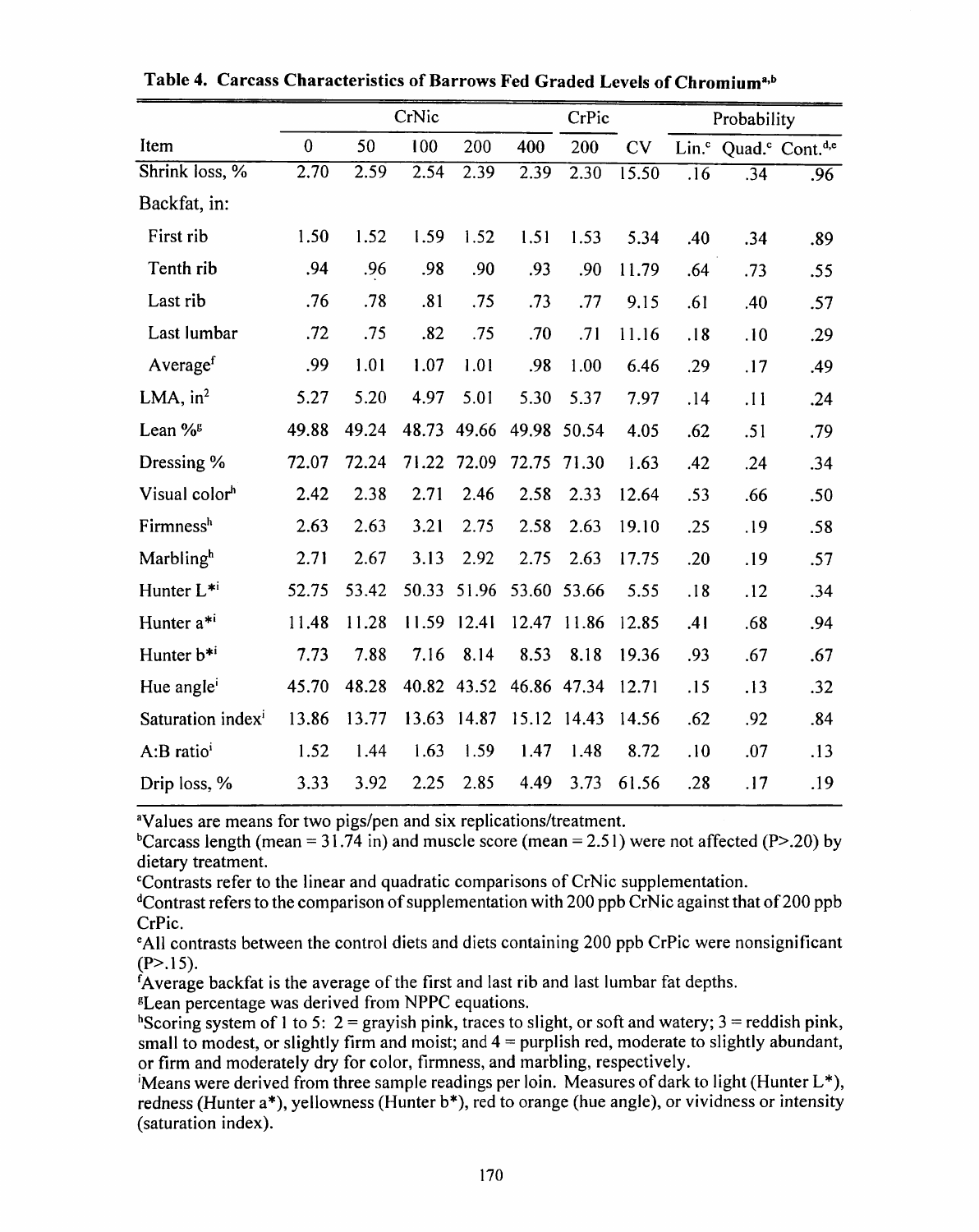**Table 4. Carcass Characteristics of Barrows Fed Graded Levels of Chromium[a,b]**

| | CrNic | | | | | CrPic | | Probability | | |
|---|---|---|---|---|---|---|---|---|---|---|
| Item | 0 | 50 | 100 | 200 | 400 | 200 | CV | Lin.[c] | Quad.[c] | Cont.[d,e] |
| Shrink loss, % | 2.70 | 2.59 | 2.54 | 2.39 | 2.39 | 2.30 | 15.50 | .16 | .34 | .96 |
| Backfat, in: | | | | | | | | | | |
| First rib | 1.50 | 1.52 | 1.59 | 1.52 | 1.51 | 1.53 | 5.34 | .40 | .34 | .89 |
| Tenth rib | .94 | .96 | .98 | .90 | .93 | .90 | 11.79 | .64 | .73 | .55 |
| Last rib | .76 | .78 | .81 | .75 | .73 | .77 | 9.15 | .61 | .40 | .57 |
| Last lumbar | .72 | .75 | .82 | .75 | .70 | .71 | 11.16 | .18 | .10 | .29 |
| Average[f] | .99 | 1.01 | 1.07 | 1.01 | .98 | 1.00 | 6.46 | .29 | .17 | .49 |
| LMA, $in^2$ | 5.27 | 5.20 | 4.97 | 5.01 | 5.30 | 5.37 | 7.97 | .14 | .11 | .24 |
| Lean %[g] | 49.88 | 49.24 | 48.73 | 49.66 | 49.98 | 50.54 | 4.05 | .62 | .51 | .79 |
| Dressing % | 72.07 | 72.24 | 71.22 | 72.09 | 72.75 | 71.30 | 1.63 | .42 | .24 | .34 |
| Visual color[h] | 2.42 | 2.38 | 2.71 | 2.46 | 2.58 | 2.33 | 12.64 | .53 | .66 | .50 |
| Firmness[h] | 2.63 | 2.63 | 3.21 | 2.75 | 2.58 | 2.63 | 19.10 | .25 | .19 | .58 |
| Marbling[h] | 2.71 | 2.67 | 3.13 | 2.92 | 2.75 | 2.63 | 17.75 | .20 | .19 | .57 |
| Hunter L*[i] | 52.75 | 53.42 | 50.33 | 51.96 | 53.60 | 53.66 | 5.55 | .18 | .12 | .34 |
| Hunter a*[i] | 11.48 | 11.28 | 11.59 | 12.41 | 12.47 | 11.86 | 12.85 | .41 | .68 | .94 |
| Hunter b*[i] | 7.73 | 7.88 | 7.16 | 8.14 | 8.53 | 8.18 | 19.36 | .93 | .67 | .67 |
| Hue angle[i] | 45.70 | 48.28 | 40.82 | 43.52 | 46.86 | 47.34 | 12.71 | .15 | .13 | .32 |
| Saturation index[i] | 13.86 | 13.77 | 13.63 | 14.87 | 15.12 | 14.43 | 14.56 | .62 | .92 | .84 |
| A:B ratio[i] | 1.52 | 1.44 | 1.63 | 1.59 | 1.47 | 1.48 | 8.72 | .10 | .07 | .13 |
| Drip loss, % | 3.33 | 3.92 | 2.25 | 2.85 | 4.49 | 3.73 | 61.56 | .28 | .17 | .19 |

[a]Values are means for two pigs/pen and six replications/treatment.

[b]Carcass length (mean = 31.74 in) and muscle score (mean = 2.51) were not affected (P>.20) by dietary treatment.

[c]Contrasts refer to the linear and quadratic comparisons of CrNic supplementation.

[d]Contrast refers to the comparison of supplementation with 200 ppb CrNic against that of 200 ppb CrPic.

[e]All contrasts between the control diets and diets containing 200 ppb CrPic were nonsignificant (P>.15).

[f]Average backfat is the average of the first and last rib and last lumbar fat depths.

[g]Lean percentage was derived from NPPC equations.

[h]Scoring system of 1 to 5: 2 = grayish pink, traces to slight, or soft and watery; 3 = reddish pink, small to modest, or slightly firm and moist; and 4 = purplish red, moderate to slightly abundant, or firm and moderately dry for color, firmness, and marbling, respectively.

[i]Means were derived from three sample readings per loin. Measures of dark to light (Hunter L*), redness (Hunter a*), yellowness (Hunter b*), red to orange (hue angle), or vividness or intensity (saturation index).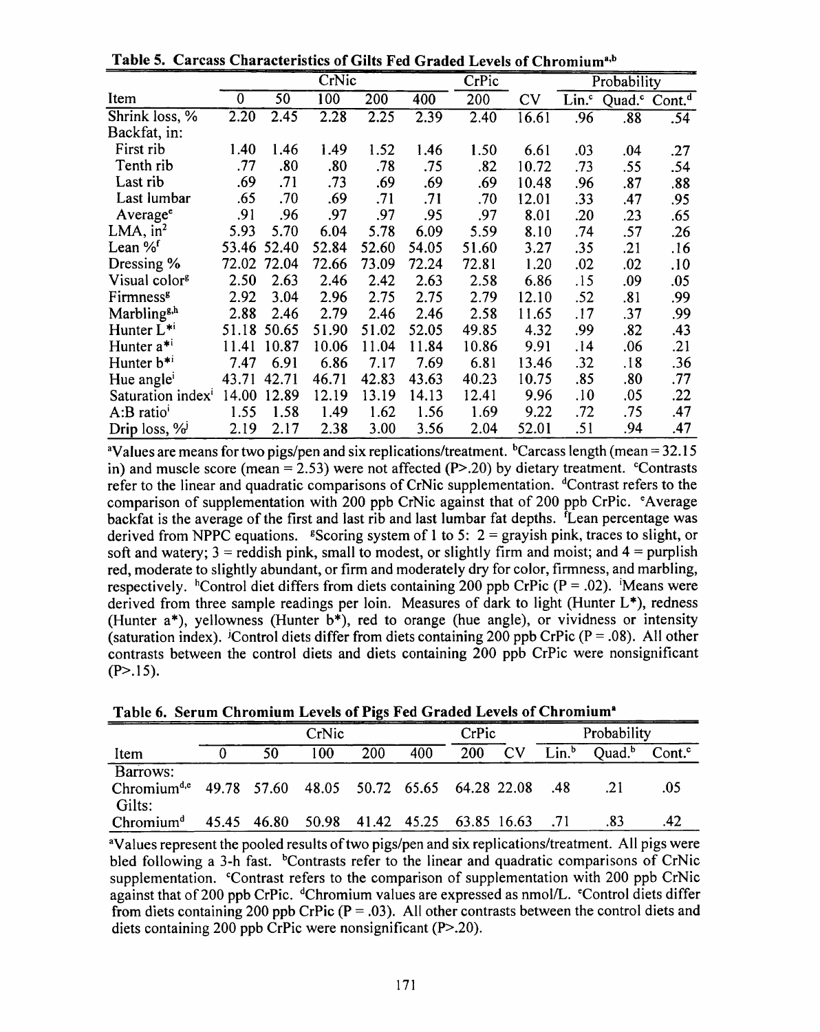**Table 5. Carcass Characteristics of Gilts Fed Graded Levels of Chromium[a,b]**

| | CrNic | | | | | CrPic | | Probability | | |
|---|---|---|---|---|---|---|---|---|---|---|
| Item | 0 | 50 | 100 | 200 | 400 | 200 | CV | Lin.[c] | Quad.[c] | Cont.[d] |
| Shrink loss, % | 2.20 | 2.45 | 2.28 | 2.25 | 2.39 | 2.40 | 16.61 | .96 | .88 | .54 |
| Backfat, in: | | | | | | | | | | |
| First rib | 1.40 | 1.46 | 1.49 | 1.52 | 1.46 | 1.50 | 6.61 | .03 | .04 | .27 |
| Tenth rib | .77 | .80 | .80 | .78 | .75 | .82 | 10.72 | .73 | .55 | .54 |
| Last rib | .69 | .71 | .73 | .69 | .69 | .69 | 10.48 | .96 | .87 | .88 |
| Last lumbar | .65 | .70 | .69 | .71 | .71 | .70 | 12.01 | .33 | .47 | .95 |
| Average[e] | .91 | .96 | .97 | .97 | .95 | .97 | 8.01 | .20 | .23 | .65 |
| LMA, $in^2$ | 5.93 | 5.70 | 6.04 | 5.78 | 6.09 | 5.59 | 8.10 | .74 | .57 | .26 |
| Lean %[f] | 53.46 | 52.40 | 52.84 | 52.60 | 54.05 | 51.60 | 3.27 | .35 | .21 | .16 |
| Dressing % | 72.02 | 72.04 | 72.66 | 73.09 | 72.24 | 72.81 | 1.20 | .02 | .02 | .10 |
| Visual color[g] | 2.50 | 2.63 | 2.46 | 2.42 | 2.63 | 2.58 | 6.86 | .15 | .09 | .05 |
| Firmness[g] | 2.92 | 3.04 | 2.96 | 2.75 | 2.75 | 2.79 | 12.10 | .52 | .81 | .99 |
| Marbling[g,h] | 2.88 | 2.46 | 2.79 | 2.46 | 2.46 | 2.58 | 11.65 | .17 | .37 | .99 |
| Hunter L*[i] | 51.18 | 50.65 | 51.90 | 51.02 | 52.05 | 49.85 | 4.32 | .99 | .82 | .43 |
| Hunter a*[i] | 11.41 | 10.87 | 10.06 | 11.04 | 11.84 | 10.86 | 9.91 | .14 | .06 | .21 |
| Hunter b*[i] | 7.47 | 6.91 | 6.86 | 7.17 | 7.69 | 6.81 | 13.46 | .32 | .18 | .36 |
| Hue angle[i] | 43.71 | 42.71 | 46.71 | 42.83 | 43.63 | 40.23 | 10.75 | .85 | .80 | .77 |
| Saturation index[i] | 14.00 | 12.89 | 12.19 | 13.19 | 14.13 | 12.41 | 9.96 | .10 | .05 | .22 |
| A:B ratio[i] | 1.55 | 1.58 | 1.49 | 1.62 | 1.56 | 1.69 | 9.22 | .72 | .75 | .47 |
| Drip loss, %[j] | 2.19 | 2.17 | 2.38 | 3.00 | 3.56 | 2.04 | 52.01 | .51 | .94 | .47 |

[a]Values are means for two pigs/pen and six replications/treatment. [b]Carcass length (mean = 32.15 in) and muscle score (mean = 2.53) were not affected (P>.20) by dietary treatment. [c]Contrasts refer to the linear and quadratic comparisons of CrNic supplementation. [d]Contrast refers to the comparison of supplementation with 200 ppb CrNic against that of 200 ppb CrPic. [e]Average backfat is the average of the first and last rib and last lumbar fat depths. [f]Lean percentage was derived from NPPC equations. [g]Scoring system of 1 to 5: 2 = grayish pink, traces to slight, or soft and watery; 3 = reddish pink, small to modest, or slightly firm and moist; and 4 = purplish red, moderate to slightly abundant, or firm and moderately dry for color, firmness, and marbling, respectively. [h]Control diet differs from diets containing 200 ppb CrPic (P = .02). [i]Means were derived from three sample readings per loin. Measures of dark to light (Hunter L*), redness (Hunter a*), yellowness (Hunter b*), red to orange (hue angle), or vividness or intensity (saturation index). [j]Control diets differ from diets containing 200 ppb CrPic (P = .08). All other contrasts between the control diets and diets containing 200 ppb CrPic were nonsignificant (P>.15).

**Table 6. Serum Chromium Levels of Pigs Fed Graded Levels of Chromium[a]**

| | CrNic | | | | | CrPic | | Probability | | |
|---|---|---|---|---|---|---|---|---|---|---|
| Item | 0 | 50 | 100 | 200 | 400 | 200 | CV | Lin.[b] | Quad.[b] | Cont.[c] |
| Barrows: | | | | | | | | | | |
| Chromium[d,e] | 49.78 | 57.60 | 48.05 | 50.72 | 65.65 | 64.28 | 22.08 | .48 | .21 | .05 |
| Gilts: | | | | | | | | | | |
| Chromium[d] | 45.45 | 46.80 | 50.98 | 41.42 | 45.25 | 63.85 | 16.63 | .71 | .83 | .42 |

[a]Values represent the pooled results of two pigs/pen and six replications/treatment. All pigs were bled following a 3-h fast. [b]Contrasts refer to the linear and quadratic comparisons of CrNic supplementation. [c]Contrast refers to the comparison of supplementation with 200 ppb CrNic against that of 200 ppb CrPic. [d]Chromium values are expressed as nmol/L. [e]Control diets differ from diets containing 200 ppb CrPic (P = .03). All other contrasts between the control diets and diets containing 200 ppb CrPic were nonsignificant (P>.20).